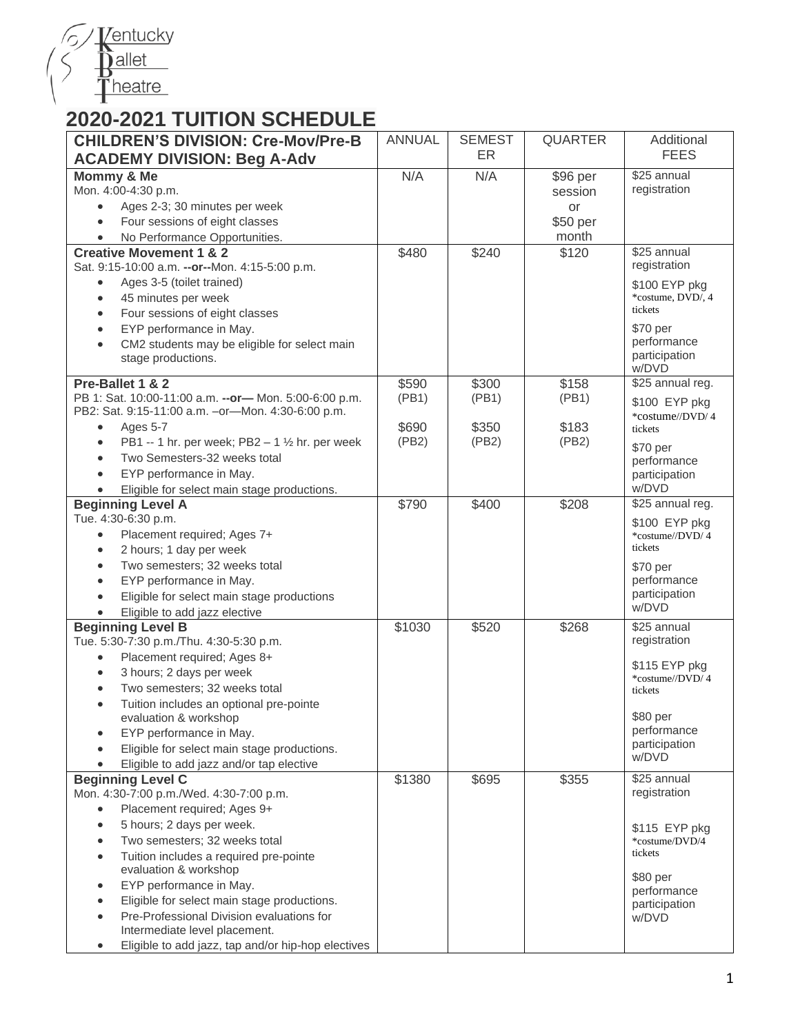Kentucky Ballet Theatre

# 2020-2021 TUITION SCHEDULE

| **CHILDREN'S DIVISION: Cre-Mov/Pre-B**<br>**ACADEMY DIVISION: Beg A-Adv** | ANNUAL | SEMESTER | QUARTER | Additional FEES |
|---|---|---|---|---|
| **Mommy & Me**<br>Mon. 4:00-4:30 p.m.<br>• Ages 2-3; 30 minutes per week<br>• Four sessions of eight classes<br>• No Performance Opportunities. | N/A | N/A | $96 per session or $50 per month | $25 annual registration |
| **Creative Movement 1 & 2**<br>Sat. 9:15-10:00 a.m. **--or--**Mon. 4:15-5:00 p.m.<br>• Ages 3-5 (toilet trained)<br>• 45 minutes per week<br>• Four sessions of eight classes<br>• EYP performance in May.<br>• CM2 students may be eligible for select main stage productions. | $480 | $240 | $120 | $25 annual registration<br><br>$100 EYP pkg *costume, DVD/, 4 tickets<br><br>$70 per performance participation w/DVD |
| **Pre-Ballet 1 & 2**<br>PB 1: Sat. 10:00-11:00 a.m. **--or—** Mon. 5:00-6:00 p.m.<br>PB2: Sat. 9:15-11:00 a.m. –or—Mon. 4:30-6:00 p.m.<br>• Ages 5-7<br>• PB1 -- 1 hr. per week; PB2 – 1 ½ hr. per week<br>• Two Semesters-32 weeks total<br>• EYP performance in May.<br>• Eligible for select main stage productions. | $590 (PB1)<br><br>$690 (PB2) | $300 (PB1)<br><br>$350 (PB2) | $158 (PB1)<br><br>$183 (PB2) | $25 annual reg.<br><br>$100 EYP pkg *costume//DVD/ 4 tickets<br><br>$70 per performance participation w/DVD |
| **Beginning Level A**<br>Tue. 4:30-6:30 p.m.<br>• Placement required; Ages 7+<br>• 2 hours; 1 day per week<br>• Two semesters; 32 weeks total<br>• EYP performance in May.<br>• Eligible for select main stage productions<br>• Eligible to add jazz elective | $790 | $400 | $208 | $25 annual reg.<br><br>$100 EYP pkg *costume//DVD/ 4 tickets<br><br>$70 per performance participation w/DVD |
| **Beginning Level B**<br>Tue. 5:30-7:30 p.m./Thu. 4:30-5:30 p.m.<br>• Placement required; Ages 8+<br>• 3 hours; 2 days per week<br>• Two semesters; 32 weeks total<br>• Tuition includes an optional pre-pointe evaluation & workshop<br>• EYP performance in May.<br>• Eligible for select main stage productions.<br>• Eligible to add jazz and/or tap elective | $1030 | $520 | $268 | $25 annual registration<br><br>$115 EYP pkg *costume//DVD/ 4 tickets<br><br>$80 per performance participation w/DVD |
| **Beginning Level C**<br>Mon. 4:30-7:00 p.m./Wed. 4:30-7:00 p.m.<br>• Placement required; Ages 9+<br>• 5 hours; 2 days per week.<br>• Two semesters; 32 weeks total<br>• Tuition includes a required pre-pointe evaluation & workshop<br>• EYP performance in May.<br>• Eligible for select main stage productions.<br>• Pre-Professional Division evaluations for Intermediate level placement.<br>• Eligible to add jazz, tap and/or hip-hop electives | $1380 | $695 | $355 | $25 annual registration<br><br>$115 EYP pkg *costume/DVD/4 tickets<br><br>$80 per performance participation w/DVD |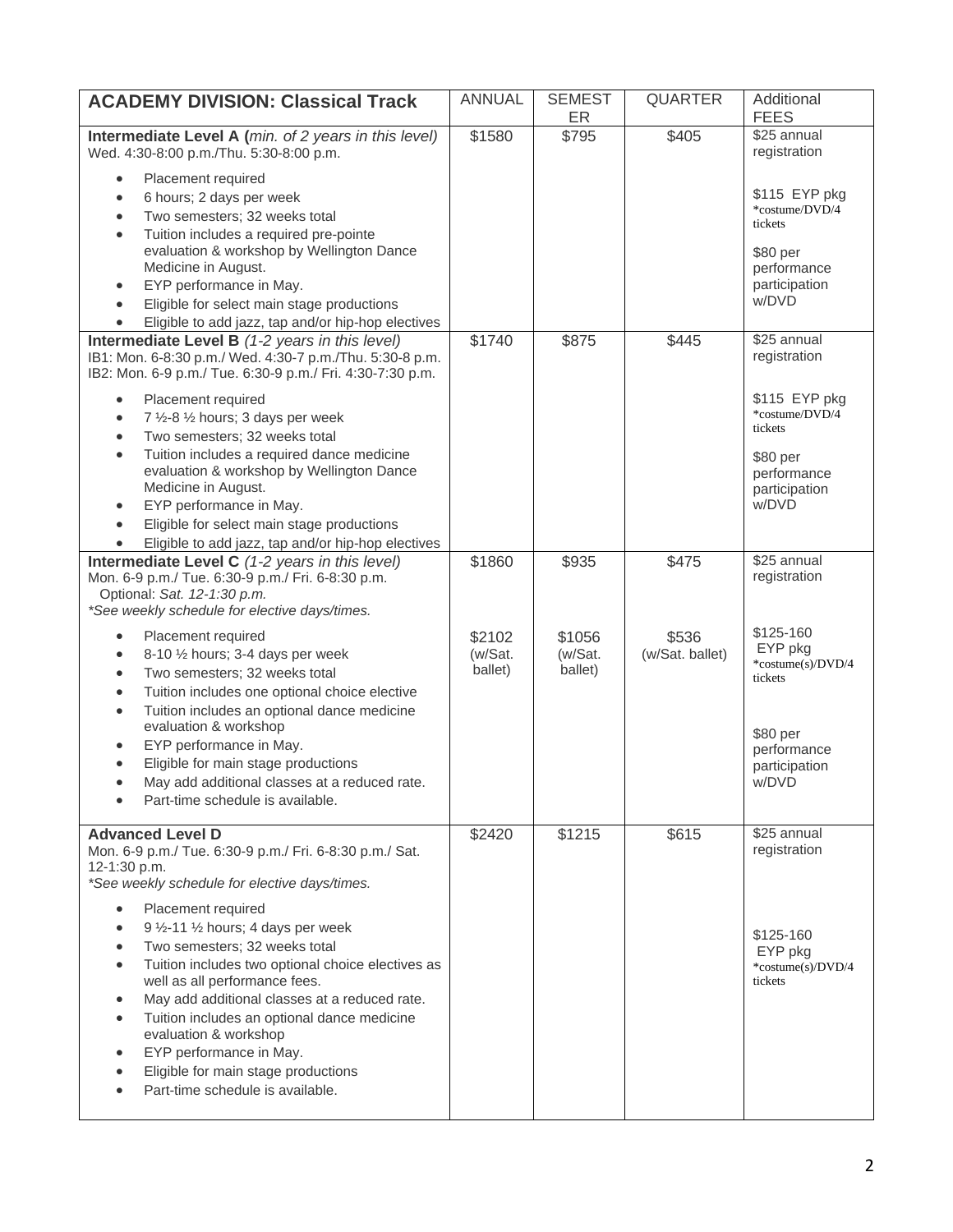| **ACADEMY DIVISION: Classical Track** | ANNUAL | SEMESTER | QUARTER | Additional FEES |
|---|---|---|---|---|
| **Intermediate Level A (***min. of 2 years in this level)*<br>Wed. 4:30-8:00 p.m./Thu. 5:30-8:00 p.m.<br>• Placement required<br>• 6 hours; 2 days per week<br>• Two semesters; 32 weeks total<br>• Tuition includes a required pre-pointe evaluation & workshop by Wellington Dance Medicine in August.<br>• EYP performance in May.<br>• Eligible for select main stage productions<br>• Eligible to add jazz, tap and/or hip-hop electives | $1580 | $795 | $405 | $25 annual registration<br><br>$115 EYP pkg *costume/DVD/4 tickets<br><br>$80 per performance participation w/DVD |
| **Intermediate Level B** *(1-2 years in this level)*<br>IB1: Mon. 6-8:30 p.m./ Wed. 4:30-7 p.m./Thu. 5:30-8 p.m.<br>IB2: Mon. 6-9 p.m./ Tue. 6:30-9 p.m./ Fri. 4:30-7:30 p.m.<br>• Placement required<br>• 7 ½-8 ½ hours; 3 days per week<br>• Two semesters; 32 weeks total<br>• Tuition includes a required dance medicine evaluation & workshop by Wellington Dance Medicine in August.<br>• EYP performance in May.<br>• Eligible for select main stage productions<br>• Eligible to add jazz, tap and/or hip-hop electives | $1740 | $875 | $445 | $25 annual registration<br><br>$115 EYP pkg *costume/DVD/4 tickets<br><br>$80 per performance participation w/DVD |
| **Intermediate Level C** *(1-2 years in this level)*<br>Mon. 6-9 p.m./ Tue. 6:30-9 p.m./ Fri. 6-8:30 p.m.<br>*Optional: Sat. 12-1:30 p.m.*<br>*\*See weekly schedule for elective days/times.*<br>• Placement required<br>• 8-10 ½ hours; 3-4 days per week<br>• Two semesters; 32 weeks total<br>• Tuition includes one optional choice elective<br>• Tuition includes an optional dance medicine evaluation & workshop<br>• EYP performance in May.<br>• Eligible for main stage productions<br>• May add additional classes at a reduced rate.<br>• Part-time schedule is available. | $1860<br><br>$2102 (w/Sat. ballet) | $935<br><br>$1056 (w/Sat. ballet) | $475<br><br>$536 (w/Sat. ballet) | $25 annual registration<br><br>$125-160 EYP pkg *costume(s)/DVD/4 tickets<br><br>$80 per performance participation w/DVD |
| **Advanced Level D**<br>Mon. 6-9 p.m./ Tue. 6:30-9 p.m./ Fri. 6-8:30 p.m./ Sat. 12-1:30 p.m.<br>*\*See weekly schedule for elective days/times.*<br>• Placement required<br>• 9 ½-11 ½ hours; 4 days per week<br>• Two semesters; 32 weeks total<br>• Tuition includes two optional choice electives as well as all performance fees.<br>• May add additional classes at a reduced rate.<br>• Tuition includes an optional dance medicine evaluation & workshop<br>• EYP performance in May.<br>• Eligible for main stage productions<br>• Part-time schedule is available. | $2420 | $1215 | $615 | $25 annual registration<br><br>$125-160 EYP pkg *costume(s)/DVD/4 tickets |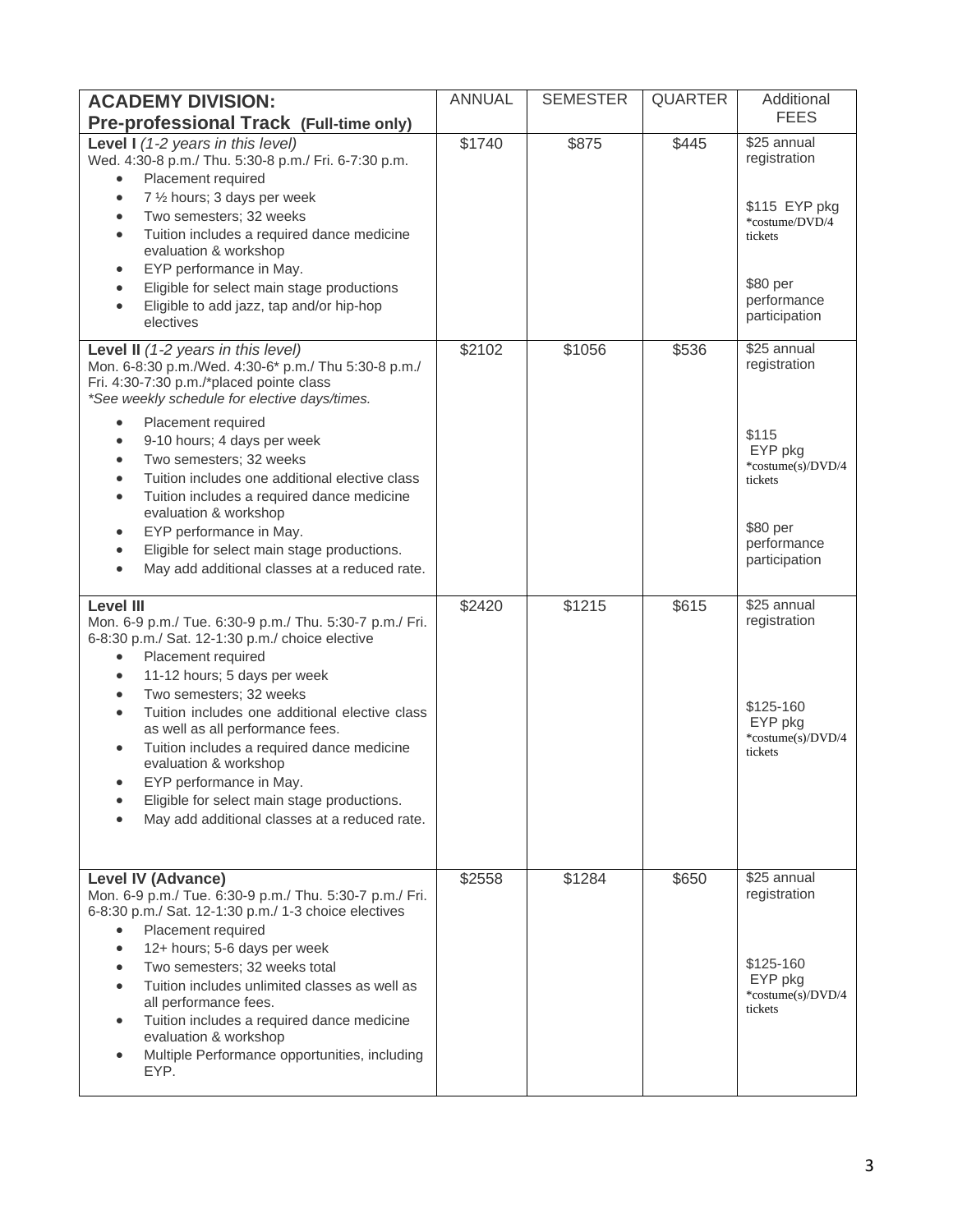| **ACADEMY DIVISION: Pre-professional Track (Full-time only)** | ANNUAL | SEMESTER | QUARTER | Additional FEES |
|---|---|---|---|---|
| **Level I** *(1-2 years in this level)*<br>Wed. 4:30-8 p.m./ Thu. 5:30-8 p.m./ Fri. 6-7:30 p.m.<br>• Placement required<br>• 7 ½ hours; 3 days per week<br>• Two semesters; 32 weeks<br>• Tuition includes a required dance medicine evaluation & workshop<br>• EYP performance in May.<br>• Eligible for select main stage productions<br>• Eligible to add jazz, tap and/or hip-hop electives | $1740 | $875 | $445 | $25 annual registration<br><br>$115 EYP pkg *costume/DVD/4 tickets<br><br>$80 per performance participation |
| **Level II** *(1-2 years in this level)*<br>Mon. 6-8:30 p.m./Wed. 4:30-6* p.m./ Thu 5:30-8 p.m./ Fri. 4:30-7:30 p.m./*placed pointe class<br>*\*See weekly schedule for elective days/times.*<br>• Placement required<br>• 9-10 hours; 4 days per week<br>• Two semesters; 32 weeks<br>• Tuition includes one additional elective class<br>• Tuition includes a required dance medicine evaluation & workshop<br>• EYP performance in May.<br>• Eligible for select main stage productions.<br>• May add additional classes at a reduced rate. | $2102 | $1056 | $536 | $25 annual registration<br><br>$115 EYP pkg *costume(s)/DVD/4 tickets<br><br>$80 per performance participation |
| **Level III**<br>Mon. 6-9 p.m./ Tue. 6:30-9 p.m./ Thu. 5:30-7 p.m./ Fri. 6-8:30 p.m./ Sat. 12-1:30 p.m./ choice elective<br>• Placement required<br>• 11-12 hours; 5 days per week<br>• Two semesters; 32 weeks<br>• Tuition includes one additional elective class as well as all performance fees.<br>• Tuition includes a required dance medicine evaluation & workshop<br>• EYP performance in May.<br>• Eligible for select main stage productions.<br>• May add additional classes at a reduced rate. | $2420 | $1215 | $615 | $25 annual registration<br><br>$125-160 EYP pkg *costume(s)/DVD/4 tickets |
| **Level IV (Advance)**<br>Mon. 6-9 p.m./ Tue. 6:30-9 p.m./ Thu. 5:30-7 p.m./ Fri. 6-8:30 p.m./ Sat. 12-1:30 p.m./ 1-3 choice electives<br>• Placement required<br>• 12+ hours; 5-6 days per week<br>• Two semesters; 32 weeks total<br>• Tuition includes unlimited classes as well as all performance fees.<br>• Tuition includes a required dance medicine evaluation & workshop<br>• Multiple Performance opportunities, including EYP. | $2558 | $1284 | $650 | $25 annual registration<br><br>$125-160 EYP pkg *costume(s)/DVD/4 tickets |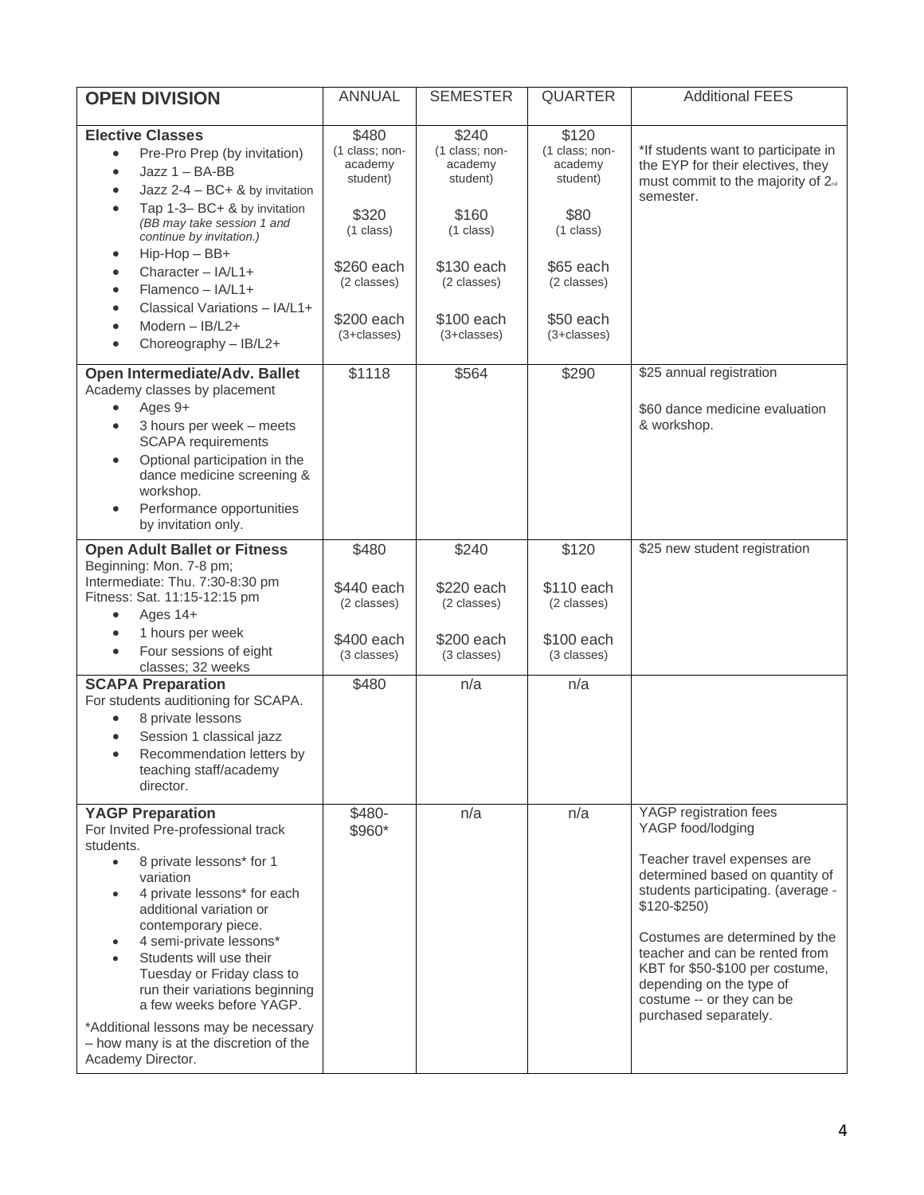| **OPEN DIVISION** | ANNUAL | SEMESTER | QUARTER | Additional FEES |
|---|---|---|---|---|
| **Elective Classes**<br>• Pre-Pro Prep (by invitation)<br>• Jazz 1 – BA-BB<br>• Jazz 2-4 – BC+ & by invitation<br>• Tap 1-3– BC+ & by invitation *(BB may take session 1 and continue by invitation.)*<br>• Hip-Hop – BB+<br>• Character – IA/L1+<br>• Flamenco – IA/L1+<br>• Classical Variations – IA/L1+<br>• Modern – IB/L2+<br>• Choreography – IB/L2+ | $480 (1 class; non-academy student)<br><br>$320 (1 class)<br><br>$260 each (2 classes)<br><br>$200 each (3+classes) | $240 (1 class; non-academy student)<br><br>$160 (1 class)<br><br>$130 each (2 classes)<br><br>$100 each (3+classes) | $120 (1 class; non-academy student)<br><br>$80 (1 class)<br><br>$65 each (2 classes)<br><br>$50 each (3+classes) | *If students want to participate in the EYP for their electives, they must commit to the majority of 2nd semester. |
| **Open Intermediate/Adv. Ballet**<br>Academy classes by placement<br>• Ages 9+<br>• 3 hours per week – meets SCAPA requirements<br>• Optional participation in the dance medicine screening & workshop.<br>• Performance opportunities by invitation only. | $1118 | $564 | $290 | $25 annual registration<br><br>$60 dance medicine evaluation & workshop. |
| **Open Adult Ballet or Fitness**<br>Beginning: Mon. 7-8 pm;<br>Intermediate: Thu. 7:30-8:30 pm<br>Fitness: Sat. 11:15-12:15 pm<br>• Ages 14+<br>• 1 hours per week<br>• Four sessions of eight classes; 32 weeks | $480<br><br>$440 each (2 classes)<br><br>$400 each (3 classes) | $240<br><br>$220 each (2 classes)<br><br>$200 each (3 classes) | $120<br><br>$110 each (2 classes)<br><br>$100 each (3 classes) | $25 new student registration |
| **SCAPA Preparation**<br>For students auditioning for SCAPA.<br>• 8 private lessons<br>• Session 1 classical jazz<br>• Recommendation letters by teaching staff/academy director. | $480 | n/a | n/a | |
| **YAGP Preparation**<br>For Invited Pre-professional track students.<br>• 8 private lessons* for 1 variation<br>• 4 private lessons* for each additional variation or contemporary piece.<br>• 4 semi-private lessons*<br>• Students will use their Tuesday or Friday class to run their variations beginning a few weeks before YAGP.<br><br>*Additional lessons may be necessary – how many is at the discretion of the Academy Director. | $480-$960* | n/a | n/a | YAGP registration fees<br>YAGP food/lodging<br><br>Teacher travel expenses are determined based on quantity of students participating. (average - $120-$250)<br><br>Costumes are determined by the teacher and can be rented from KBT for $50-$100 per costume, depending on the type of costume -- or they can be purchased separately. |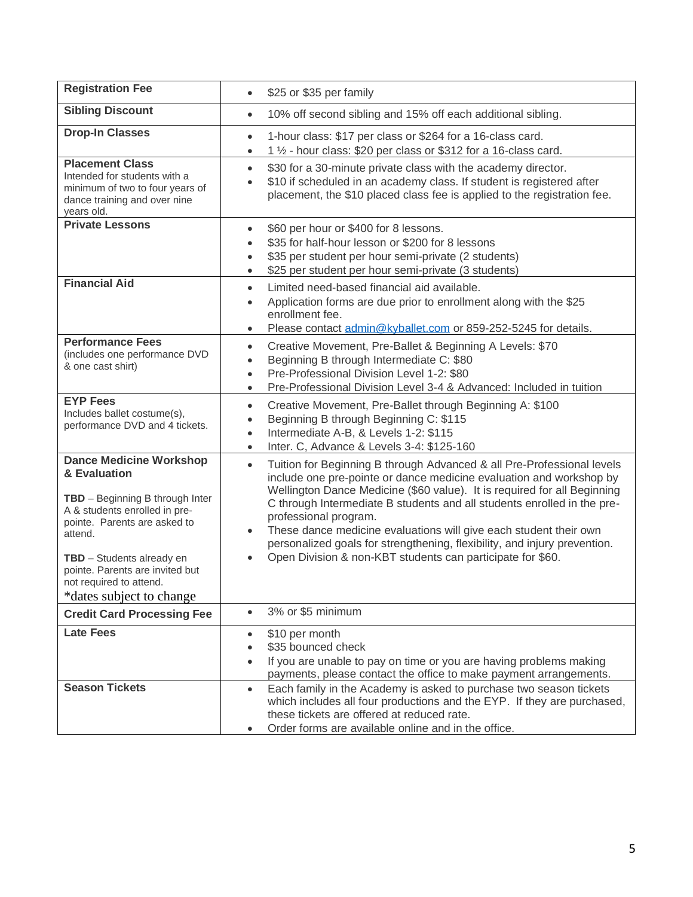| | |
|---|---|
| **Registration Fee** | • $25 or $35 per family |
| **Sibling Discount** | • 10% off second sibling and 15% off each additional sibling. |
| **Drop-In Classes** | • 1-hour class: $17 per class or $264 for a 16-class card.<br>• 1 ½ - hour class: $20 per class or $312 for a 16-class card. |
| **Placement Class**<br>Intended for students with a minimum of two to four years of dance training and over nine years old. | • $30 for a 30-minute private class with the academy director.<br>• $10 if scheduled in an academy class. If student is registered after placement, the $10 placed class fee is applied to the registration fee. |
| **Private Lessons** | • $60 per hour or $400 for 8 lessons.<br>• $35 for half-hour lesson or $200 for 8 lessons<br>• $35 per student per hour semi-private (2 students)<br>• $25 per student per hour semi-private (3 students) |
| **Financial Aid** | • Limited need-based financial aid available.<br>• Application forms are due prior to enrollment along with the $25 enrollment fee.<br>• Please contact admin@kyballet.com or 859-252-5245 for details. |
| **Performance Fees**<br>(includes one performance DVD & one cast shirt) | • Creative Movement, Pre-Ballet & Beginning A Levels: $70<br>• Beginning B through Intermediate C: $80<br>• Pre-Professional Division Level 1-2: $80<br>• Pre-Professional Division Level 3-4 & Advanced: Included in tuition |
| **EYP Fees**<br>Includes ballet costume(s), performance DVD and 4 tickets. | • Creative Movement, Pre-Ballet through Beginning A: $100<br>• Beginning B through Beginning C: $115<br>• Intermediate A-B, & Levels 1-2: $115<br>• Inter. C, Advance & Levels 3-4: $125-160 |
| **Dance Medicine Workshop & Evaluation**<br><br>**TBD** – Beginning B through Inter A & students enrolled in pre-pointe. Parents are asked to attend.<br><br>**TBD** – Students already en pointe. Parents are invited but not required to attend.<br>*dates subject to change | • Tuition for Beginning B through Advanced & all Pre-Professional levels include one pre-pointe or dance medicine evaluation and workshop by Wellington Dance Medicine ($60 value). It is required for all Beginning C through Intermediate B students and all students enrolled in the pre-professional program.<br>• These dance medicine evaluations will give each student their own personalized goals for strengthening, flexibility, and injury prevention.<br>• Open Division & non-KBT students can participate for $60. |
| **Credit Card Processing Fee** | • 3% or $5 minimum |
| **Late Fees** | • $10 per month<br>• $35 bounced check<br>• If you are unable to pay on time or you are having problems making payments, please contact the office to make payment arrangements. |
| **Season Tickets** | • Each family in the Academy is asked to purchase two season tickets which includes all four productions and the EYP. If they are purchased, these tickets are offered at reduced rate.<br>• Order forms are available online and in the office. |